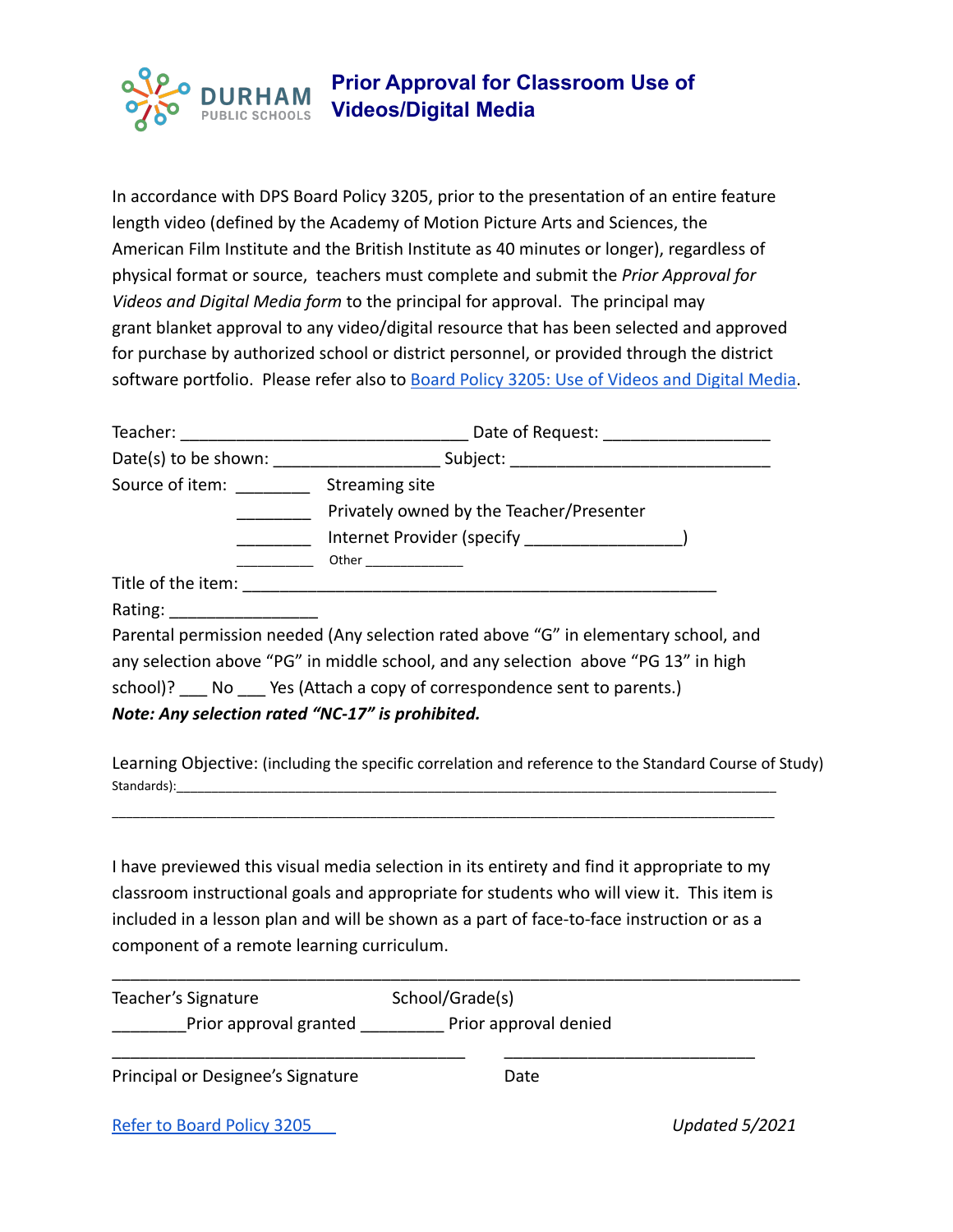DURHAM PUBLIC SCHOOLS

# Prior Approval for Classroom Use of Videos/Digital Media

In accordance with DPS Board Policy 3205, prior to the presentation of an entire feature length video (defined by the Academy of Motion Picture Arts and Sciences, the American Film Institute and the British Institute as 40 minutes or longer), regardless of physical format or source, teachers must complete and submit the *Prior Approval for Videos and Digital Media form* to the principal for approval. The principal may grant blanket approval to any video/digital resource that has been selected and approved for purchase by authorized school or district personnel, or provided through the district software portfolio. Please refer also to [Board Policy 3205: Use of Videos and Digital Media](#).

Teacher: _______________________________ Date of Request: _________________

Date(s) to be shown: _________________ Subject: ____________________________

Source of item: ________ Streaming site

________ Privately owned by the Teacher/Presenter

________ Internet Provider (specify ________________)

_________ Other ____________

Title of the item: ______________________________________________

Rating: ________________

Parental permission needed (Any selection rated above "G" in elementary school, and any selection above "PG" in middle school, and any selection above "PG 13" in high school)? ___ No ___ Yes (Attach a copy of correspondence sent to parents.)

***Note: Any selection rated "NC-17" is prohibited.***

Learning Objective: (including the specific correlation and reference to the Standard Course of Study) Standards):_______________________________________________________________________

_______________________________________________________________________________

I have previewed this visual media selection in its entirety and find it appropriate to my classroom instructional goals and appropriate for students who will view it. This item is included in a lesson plan and will be shown as a part of face-to-face instruction or as a component of a remote learning curriculum.

_______________________________________________________________________________

Teacher's Signature School/Grade(s)

________Prior approval granted _________ Prior approval denied

_______________________________________ ___________________________

Principal or Designee's Signature Date

[Refer to Board Policy 3205](#)

*Updated 5/2021*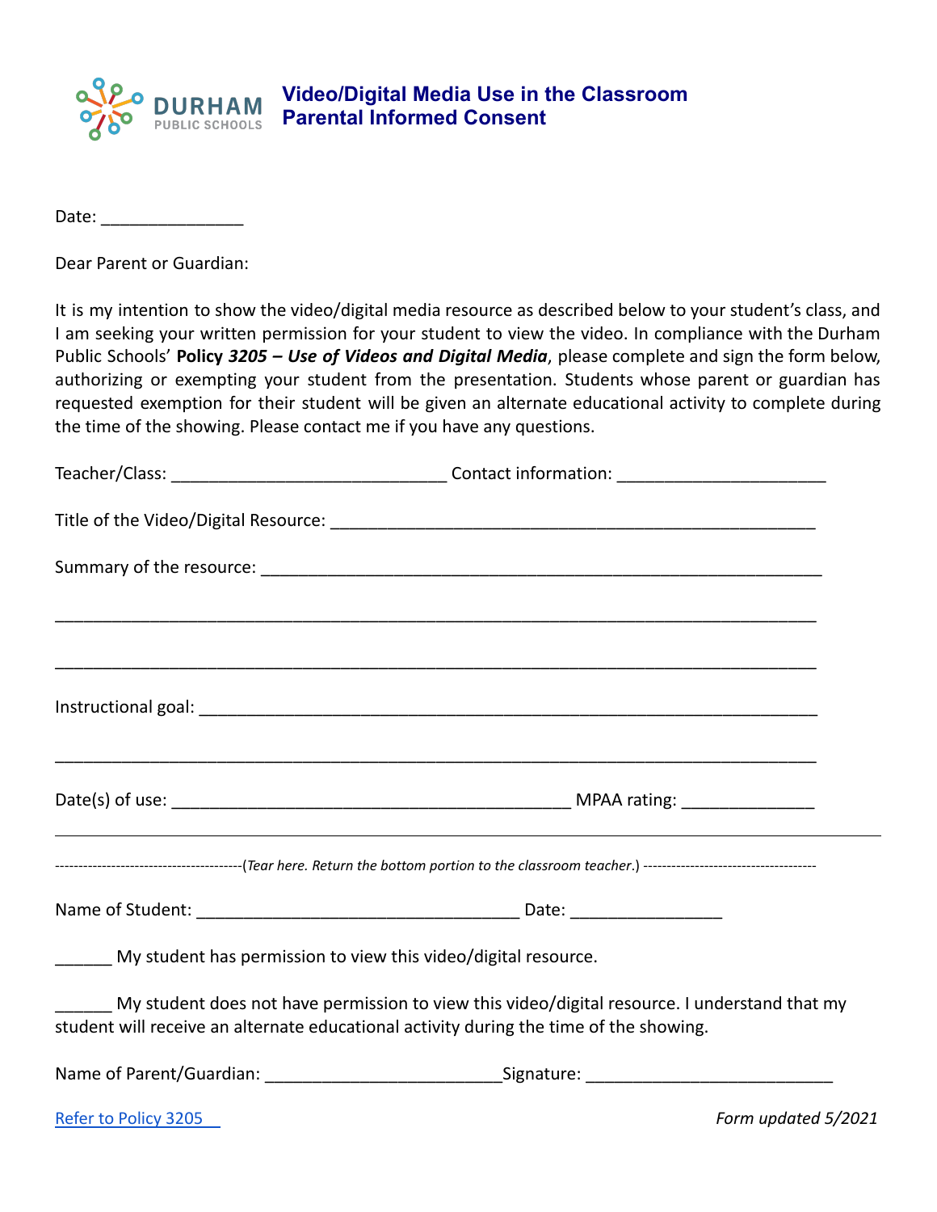DURHAM PUBLIC SCHOOLS

# Video/Digital Media Use in the Classroom Parental Informed Consent

Date: _______________

Dear Parent or Guardian:

It is my intention to show the video/digital media resource as described below to your student's class, and I am seeking your written permission for your student to view the video. In compliance with the Durham Public Schools' **Policy *3205 – Use of Videos and Digital Media***, please complete and sign the form below, authorizing or exempting your student from the presentation. Students whose parent or guardian has requested exemption for their student will be given an alternate educational activity to complete during the time of the showing. Please contact me if you have any questions.

Teacher/Class: _____________________________ Contact information: ______________________

Title of the Video/Digital Resource: ___________________________________________________

Summary of the resource: ___________________________________________________________

_____________________________________________________________________________

_____________________________________________________________________________

Instructional goal: _________________________________________________________________

_____________________________________________________________________________

Date(s) of use: __________________________________________ MPAA rating: ______________

---

----------------------------------------(*Tear here. Return the bottom portion to the classroom teacher.*) ------------------------------------

Name of Student: ___________________________________ Date: ________________

______ My student has permission to view this video/digital resource.

______ My student does not have permission to view this video/digital resource. I understand that my student will receive an alternate educational activity during the time of the showing.

Name of Parent/Guardian: ________________________Signature: __________________________

Refer to Policy 3205

*Form updated 5/2021*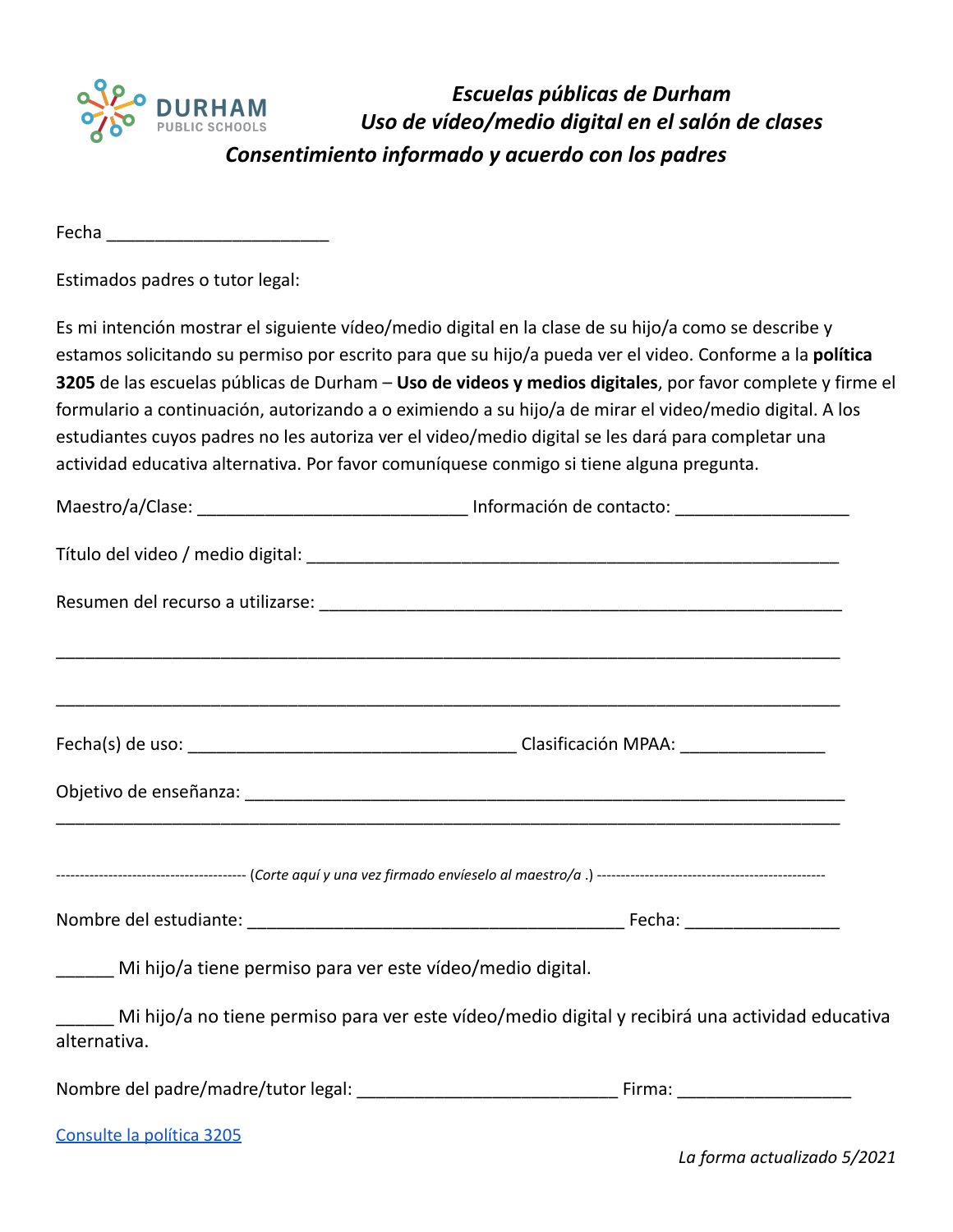# *Escuelas públicas de Durham*
# *Uso de vídeo/medio digital en el salón de clases*
## *Consentimiento informado y acuerdo con los padres*

Fecha ________________________

Estimados padres o tutor legal:

Es mi intención mostrar el siguiente vídeo/medio digital en la clase de su hijo/a como se describe y estamos solicitando su permiso por escrito para que su hijo/a pueda ver el video. Conforme a la **política 3205** de las escuelas públicas de Durham – **Uso de videos y medios digitales**, por favor complete y firme el formulario a continuación, autorizando a o eximiendo a su hijo/a de mirar el video/medio digital. A los estudiantes cuyos padres no les autoriza ver el video/medio digital se les dará para completar una actividad educativa alternativa. Por favor comuníquese conmigo si tiene alguna pregunta.

Maestro/a/Clase: _____________________________ Información de contacto: ___________________

Título del video / medio digital: __________________________________________________________

Resumen del recurso a utilizarse: ________________________________________________________

_____________________________________________________________________________________

_____________________________________________________________________________________

Fecha(s) de uso: ___________________________________ Clasificación MPAA: ________________

Objetivo de enseñanza: _________________________________________________________________
_____________________________________________________________________________________

---------------------------------------- *(Corte aquí y una vez firmado envíeselo al maestro/a .)* ------------------------------------------------

Nombre del estudiante: _________________________________________ Fecha: ________________

______ Mi hijo/a tiene permiso para ver este vídeo/medio digital.

______ Mi hijo/a no tiene permiso para ver este vídeo/medio digital y recibirá una actividad educativa alternativa.

Nombre del padre/madre/tutor legal: ____________________________ Firma: ___________________

Consulte la política 3205

*La forma actualizado 5/2021*